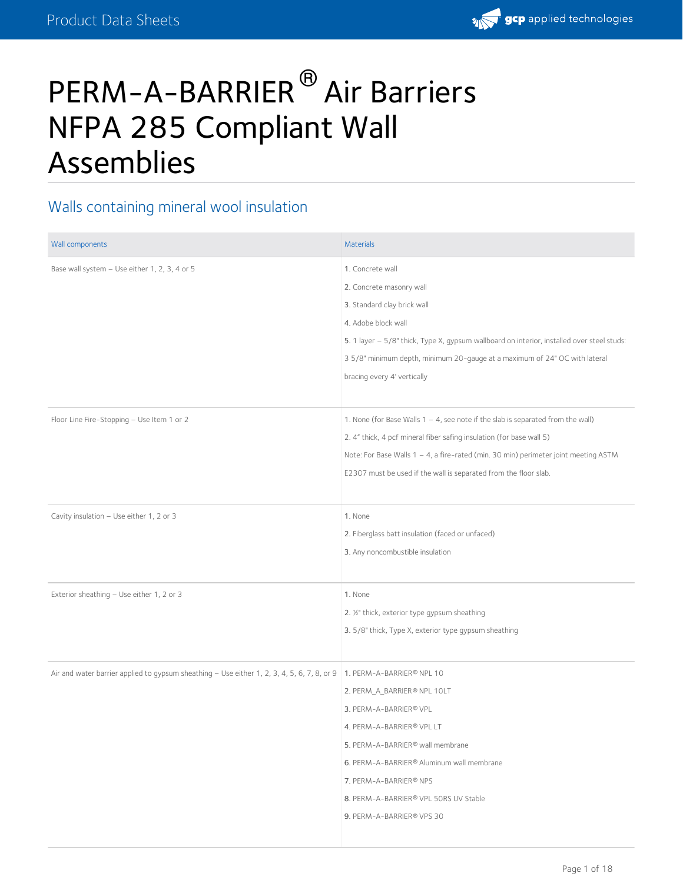# PERM-A-BARRIER® Air Barriers NFPA 285 Compliant Wall Assemblies

## Walls containing mineral wool insulation

| Wall components | Materials |
|---|---|
| Base wall system – Use either 1, 2, 3, 4 or 5 | 1. Concrete wall<br>2. Concrete masonry wall<br>3. Standard clay brick wall<br>4. Adobe block wall<br>5. 1 layer – 5/8" thick, Type X, gypsum wallboard on interior, installed over steel studs: 3 5/8" minimum depth, minimum 20-gauge at a maximum of 24" OC with lateral bracing every 4' vertically |
| Floor Line Fire-Stopping – Use Item 1 or 2 | 1. None (for Base Walls 1 – 4, see note if the slab is separated from the wall)<br>2. 4" thick, 4 pcf mineral fiber safing insulation (for base wall 5)<br>Note: For Base Walls 1 – 4, a fire-rated (min. 30 min) perimeter joint meeting ASTM E2307 must be used if the wall is separated from the floor slab. |
| Cavity insulation – Use either 1, 2 or 3 | 1. None<br>2. Fiberglass batt insulation (faced or unfaced)<br>3. Any noncombustible insulation |
| Exterior sheathing – Use either 1, 2 or 3 | 1. None<br>2. ½" thick, exterior type gypsum sheathing<br>3. 5/8" thick, Type X, exterior type gypsum sheathing |
| Air and water barrier applied to gypsum sheathing – Use either 1, 2, 3, 4, 5, 6, 7, 8, or 9 | 1. PERM-A-BARRIER® NPL 10<br>2. PERM_A_BARRIER® NPL 10LT<br>3. PERM-A-BARRIER® VPL<br>4. PERM-A-BARRIER® VPL LT<br>5. PERM-A-BARRIER® wall membrane<br>6. PERM-A-BARRIER® Aluminum wall membrane<br>7. PERM-A-BARRIER® NPS<br>8. PERM-A-BARRIER® VPL 50RS UV Stable<br>9. PERM-A-BARRIER® VPS 30 |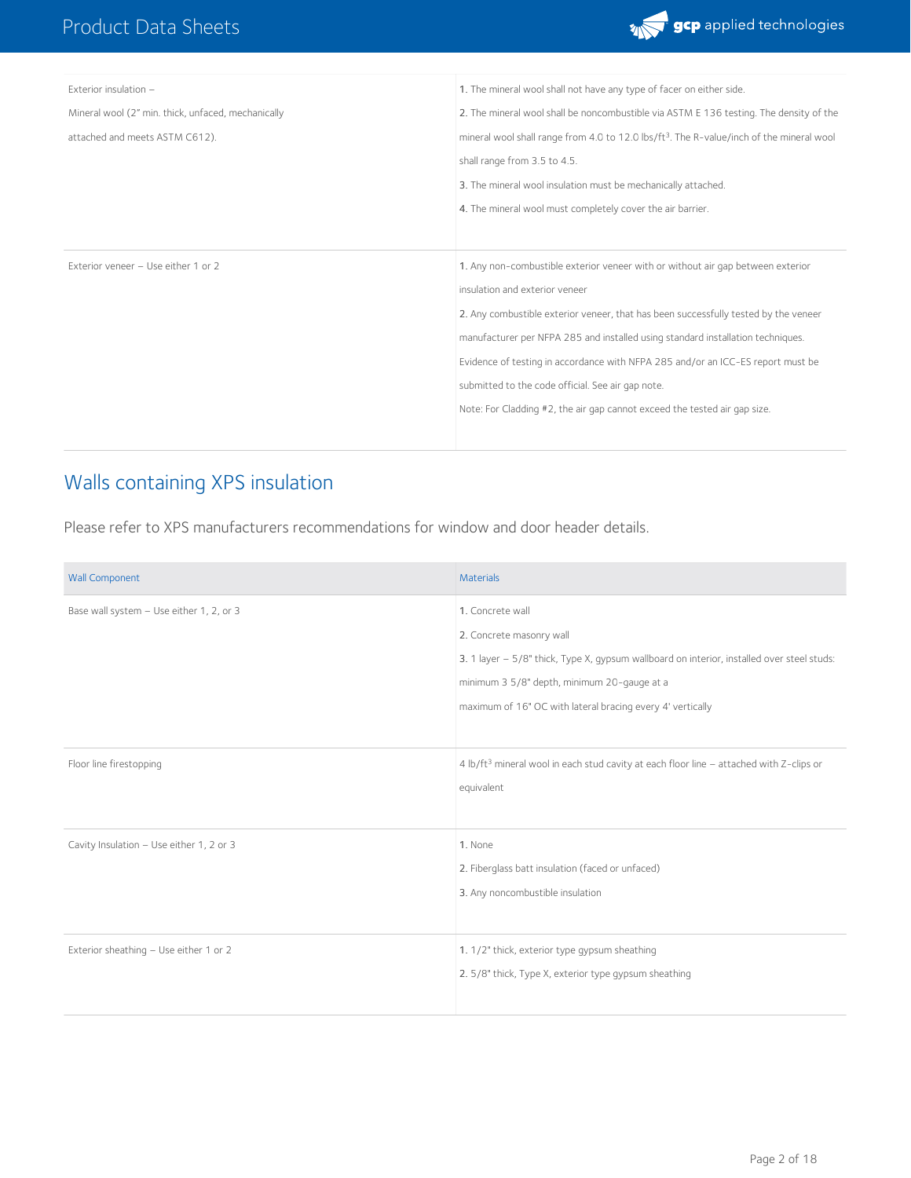| | |
|---|---|
| Exterior insulation – Mineral wool (2" min. thick, unfaced, mechanically attached and meets ASTM C612). | 1. The mineral wool shall not have any type of facer on either side.<br>2. The mineral wool shall be noncombustible via ASTM E 136 testing. The density of the mineral wool shall range from 4.0 to 12.0 lbs/ft$^3$. The R-value/inch of the mineral wool shall range from 3.5 to 4.5.<br>3. The mineral wool insulation must be mechanically attached.<br>4. The mineral wool must completely cover the air barrier. |
| Exterior veneer – Use either 1 or 2 | 1. Any non-combustible exterior veneer with or without air gap between exterior insulation and exterior veneer<br>2. Any combustible exterior veneer, that has been successfully tested by the veneer manufacturer per NFPA 285 and installed using standard installation techniques. Evidence of testing in accordance with NFPA 285 and/or an ICC-ES report must be submitted to the code official. See air gap note.<br>Note: For Cladding #2, the air gap cannot exceed the tested air gap size. |

## Walls containing XPS insulation

Please refer to XPS manufacturers recommendations for window and door header details.

| Wall Component | Materials |
|---|---|
| Base wall system – Use either 1, 2, or 3 | 1. Concrete wall<br>2. Concrete masonry wall<br>3. 1 layer – 5/8" thick, Type X, gypsum wallboard on interior, installed over steel studs: minimum 3 5/8" depth, minimum 20-gauge at a maximum of 16" OC with lateral bracing every 4' vertically |
| Floor line firestopping | 4 lb/ft$^3$ mineral wool in each stud cavity at each floor line – attached with Z-clips or equivalent |
| Cavity Insulation – Use either 1, 2 or 3 | 1. None<br>2. Fiberglass batt insulation (faced or unfaced)<br>3. Any noncombustible insulation |
| Exterior sheathing – Use either 1 or 2 | 1. 1/2" thick, exterior type gypsum sheathing<br>2. 5/8" thick, Type X, exterior type gypsum sheathing |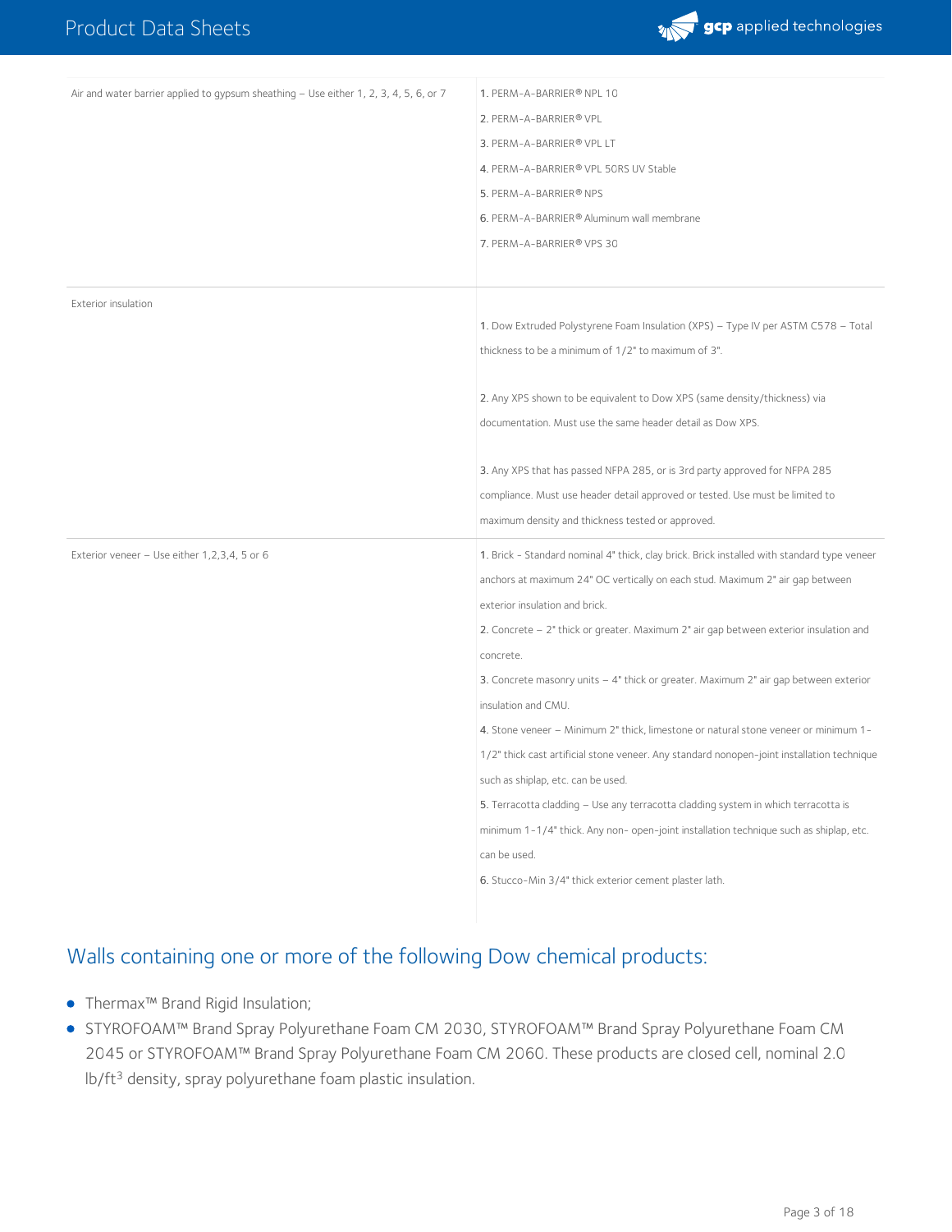| | |
|---|---|
| Air and water barrier applied to gypsum sheathing – Use either 1, 2, 3, 4, 5, 6, or 7 | 1. PERM-A-BARRIER® NPL 10<br>2. PERM-A-BARRIER® VPL<br>3. PERM-A-BARRIER® VPL LT<br>4. PERM-A-BARRIER® VPL 50RS UV Stable<br>5. PERM-A-BARRIER® NPS<br>6. PERM-A-BARRIER® Aluminum wall membrane<br>7. PERM-A-BARRIER® VPS 30 |
| Exterior insulation | 1. Dow Extruded Polystyrene Foam Insulation (XPS) – Type IV per ASTM C578 – Total thickness to be a minimum of 1/2" to maximum of 3".<br><br>2. Any XPS shown to be equivalent to Dow XPS (same density/thickness) via documentation. Must use the same header detail as Dow XPS.<br><br>3. Any XPS that has passed NFPA 285, or is 3rd party approved for NFPA 285 compliance. Must use header detail approved or tested. Use must be limited to maximum density and thickness tested or approved. |
| Exterior veneer – Use either 1,2,3,4, 5 or 6 | 1. Brick - Standard nominal 4" thick, clay brick. Brick installed with standard type veneer anchors at maximum 24" OC vertically on each stud. Maximum 2" air gap between exterior insulation and brick.<br>2. Concrete – 2" thick or greater. Maximum 2" air gap between exterior insulation and concrete.<br>3. Concrete masonry units – 4" thick or greater. Maximum 2" air gap between exterior insulation and CMU.<br>4. Stone veneer – Minimum 2" thick, limestone or natural stone veneer or minimum 1-1/2" thick cast artificial stone veneer. Any standard nonopen-joint installation technique such as shiplap, etc. can be used.<br>5. Terracotta cladding – Use any terracotta cladding system in which terracotta is minimum 1-1/4" thick. Any non- open-joint installation technique such as shiplap, etc. can be used.<br>6. Stucco-Min 3/4" thick exterior cement plaster lath. |

## Walls containing one or more of the following Dow chemical products:

- Thermax™ Brand Rigid Insulation;
- STYROFOAM™ Brand Spray Polyurethane Foam CM 2030, STYROFOAM™ Brand Spray Polyurethane Foam CM 2045 or STYROFOAM™ Brand Spray Polyurethane Foam CM 2060. These products are closed cell, nominal 2.0 lb/ft$^3$ density, spray polyurethane foam plastic insulation.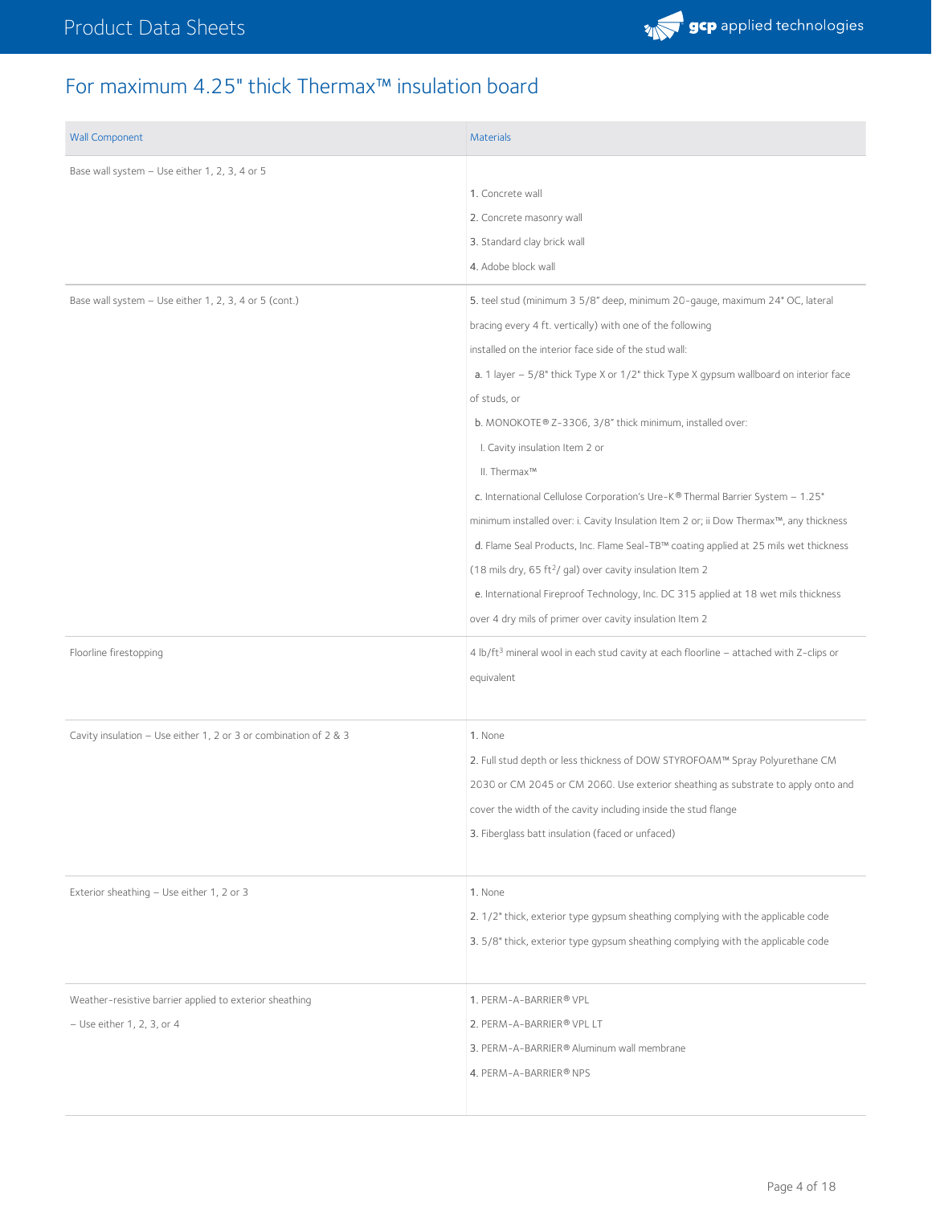## For maximum 4.25" thick Thermax™ insulation board

| Wall Component | Materials |
|---|---|
| Base wall system – Use either 1, 2, 3, 4 or 5 | 1. Concrete wall<br>2. Concrete masonry wall<br>3. Standard clay brick wall<br>4. Adobe block wall |
| Base wall system – Use either 1, 2, 3, 4 or 5 (cont.) | 5. teel stud (minimum 3 5/8" deep, minimum 20-gauge, maximum 24" OC, lateral bracing every 4 ft. vertically) with one of the following installed on the interior face side of the stud wall:<br>a. 1 layer – 5/8" thick Type X or 1/2" thick Type X gypsum wallboard on interior face of studs, or<br>b. MONOKOTE® Z-3306, 3/8" thick minimum, installed over:<br>I. Cavity insulation Item 2 or<br>II. Thermax™<br>c. International Cellulose Corporation's Ure-K® Thermal Barrier System – 1.25" minimum installed over: i. Cavity Insulation Item 2 or; ii Dow Thermax™, any thickness<br>d. Flame Seal Products, Inc. Flame Seal-TB™ coating applied at 25 mils wet thickness (18 mils dry, 65 $ft^2$/ gal) over cavity insulation Item 2<br>e. International Fireproof Technology, Inc. DC 315 applied at 18 wet mils thickness over 4 dry mils of primer over cavity insulation Item 2 |
| Floorline firestopping | 4 $lb/ft^3$ mineral wool in each stud cavity at each floorline – attached with Z-clips or equivalent |
| Cavity insulation – Use either 1, 2 or 3 or combination of 2 & 3 | 1. None<br>2. Full stud depth or less thickness of DOW STYROFOAM™ Spray Polyurethane CM 2030 or CM 2045 or CM 2060. Use exterior sheathing as substrate to apply onto and cover the width of the cavity including inside the stud flange<br>3. Fiberglass batt insulation (faced or unfaced) |
| Exterior sheathing – Use either 1, 2 or 3 | 1. None<br>2. 1/2" thick, exterior type gypsum sheathing complying with the applicable code<br>3. 5/8" thick, exterior type gypsum sheathing complying with the applicable code |
| Weather-resistive barrier applied to exterior sheathing – Use either 1, 2, 3, or 4 | 1. PERM-A-BARRIER® VPL<br>2. PERM-A-BARRIER® VPL LT<br>3. PERM-A-BARRIER® Aluminum wall membrane<br>4. PERM-A-BARRIER® NPS |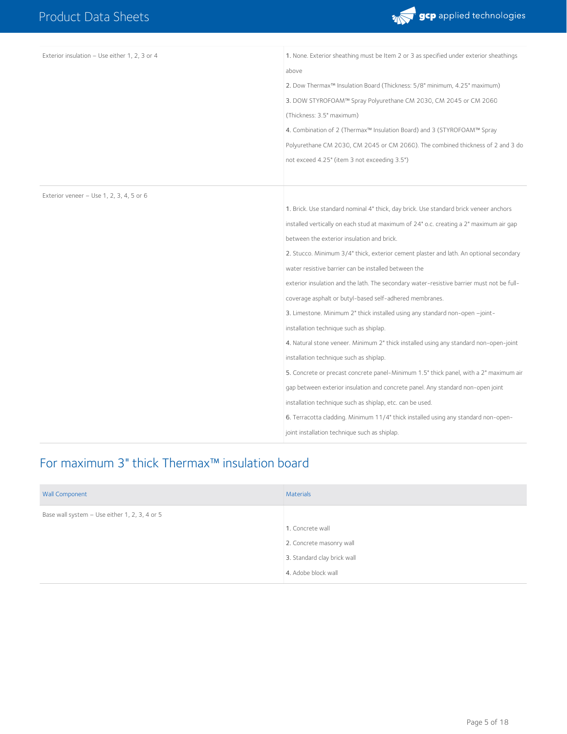| | |
|---|---|
| Exterior insulation – Use either 1, 2, 3 or 4 | 1. None. Exterior sheathing must be Item 2 or 3 as specified under exterior sheathings above<br>2. Dow Thermax™ Insulation Board (Thickness: 5/8" minimum, 4.25" maximum)<br>3. DOW STYROFOAM™ Spray Polyurethane CM 2030, CM 2045 or CM 2060 (Thickness: 3.5" maximum)<br>4. Combination of 2 (Thermax™ Insulation Board) and 3 (STYROFOAM™ Spray Polyurethane CM 2030, CM 2045 or CM 2060). The combined thickness of 2 and 3 do not exceed 4.25" (item 3 not exceeding 3.5") |
| Exterior veneer – Use 1, 2, 3, 4, 5 or 6 | 1. Brick. Use standard nominal 4" thick, day brick. Use standard brick veneer anchors installed vertically on each stud at maximum of 24" o.c. creating a 2" maximum air gap between the exterior insulation and brick.<br>2. Stucco. Minimum 3/4" thick, exterior cement plaster and lath. An optional secondary water resistive barrier can be installed between the exterior insulation and the lath. The secondary water-resistive barrier must not be full-coverage asphalt or butyl-based self-adhered membranes.<br>3. Limestone. Minimum 2" thick installed using any standard non-open –joint-installation technique such as shiplap.<br>4. Natural stone veneer. Minimum 2" thick installed using any standard non-open-joint installation technique such as shiplap.<br>5. Concrete or precast concrete panel-Minimum 1.5" thick panel, with a 2" maximum air gap between exterior insulation and concrete panel. Any standard non-open joint installation technique such as shiplap, etc. can be used.<br>6. Terracotta cladding. Minimum 11/4" thick installed using any standard non-open-joint installation technique such as shiplap. |

## For maximum 3" thick Thermax™ insulation board

| Wall Component | Materials |
|---|---|
| Base wall system – Use either 1, 2, 3, 4 or 5 | 1. Concrete wall<br>2. Concrete masonry wall<br>3. Standard clay brick wall<br>4. Adobe block wall |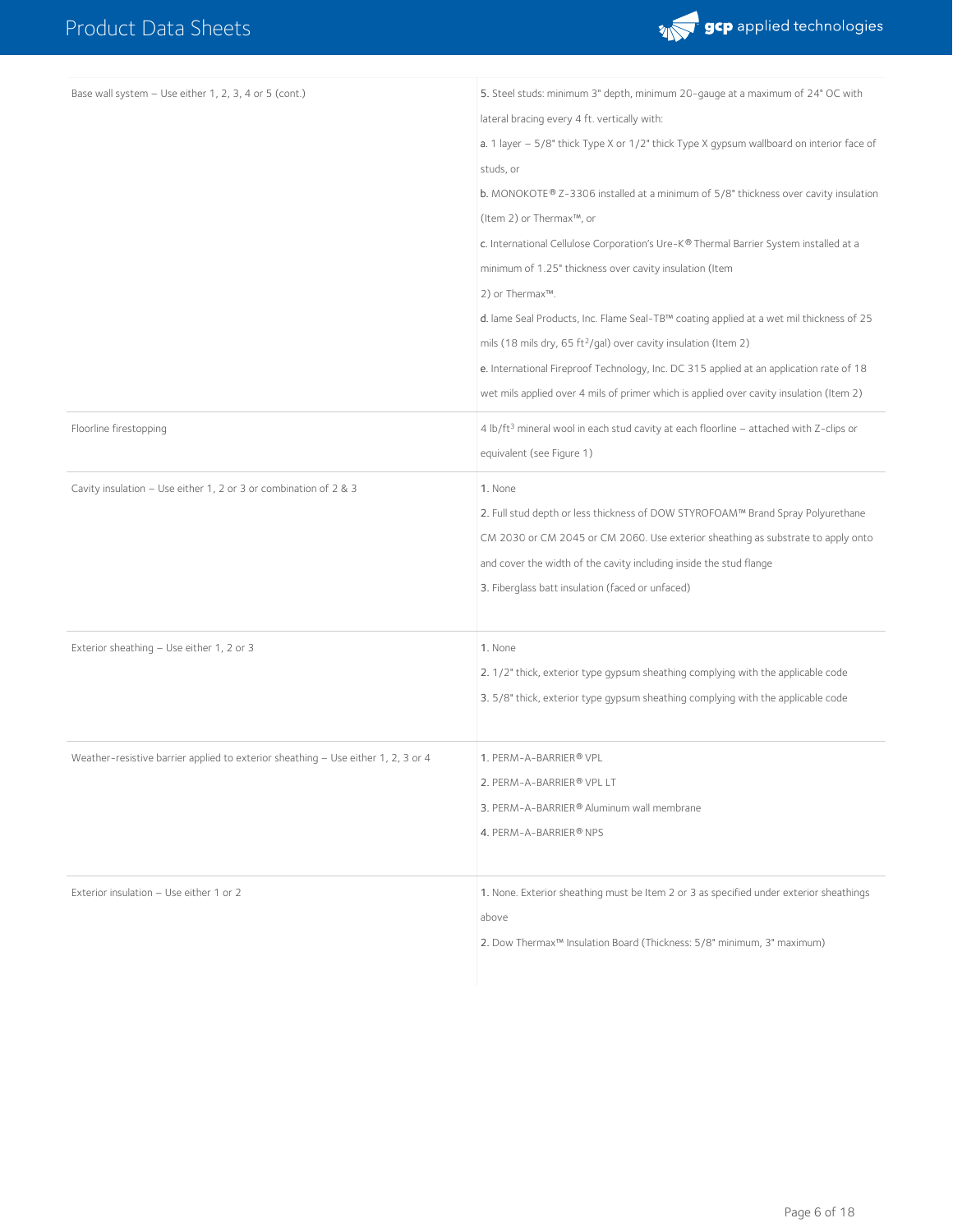| | |
|---|---|
| Base wall system – Use either 1, 2, 3, 4 or 5 (cont.) | 5. Steel studs: minimum 3" depth, minimum 20-gauge at a maximum of 24" OC with lateral bracing every 4 ft. vertically with:<br>a. 1 layer – 5/8" thick Type X or 1/2" thick Type X gypsum wallboard on interior face of studs, or<br>b. MONOKOTE® Z-3306 installed at a minimum of 5/8" thickness over cavity insulation (Item 2) or Thermax™, or<br>c. International Cellulose Corporation's Ure-K® Thermal Barrier System installed at a minimum of 1.25" thickness over cavity insulation (Item 2) or Thermax™.<br>d. lame Seal Products, Inc. Flame Seal-TB™ coating applied at a wet mil thickness of 25 mils (18 mils dry, 65 $ft^2$/gal) over cavity insulation (Item 2)<br>e. International Fireproof Technology, Inc. DC 315 applied at an application rate of 18 wet mils applied over 4 mils of primer which is applied over cavity insulation (Item 2) |
| Floorline firestopping | 4 lb/$ft^3$ mineral wool in each stud cavity at each floorline – attached with Z-clips or equivalent (see Figure 1) |
| Cavity insulation – Use either 1, 2 or 3 or combination of 2 & 3 | 1. None<br>2. Full stud depth or less thickness of DOW STYROFOAM™ Brand Spray Polyurethane CM 2030 or CM 2045 or CM 2060. Use exterior sheathing as substrate to apply onto and cover the width of the cavity including inside the stud flange<br>3. Fiberglass batt insulation (faced or unfaced) |
| Exterior sheathing – Use either 1, 2 or 3 | 1. None<br>2. 1/2" thick, exterior type gypsum sheathing complying with the applicable code<br>3. 5/8" thick, exterior type gypsum sheathing complying with the applicable code |
| Weather-resistive barrier applied to exterior sheathing – Use either 1, 2, 3 or 4 | 1. PERM-A-BARRIER® VPL<br>2. PERM-A-BARRIER® VPL LT<br>3. PERM-A-BARRIER® Aluminum wall membrane<br>4. PERM-A-BARRIER® NPS |
| Exterior insulation – Use either 1 or 2 | 1. None. Exterior sheathing must be Item 2 or 3 as specified under exterior sheathings above<br>2. Dow Thermax™ Insulation Board (Thickness: 5/8" minimum, 3" maximum) |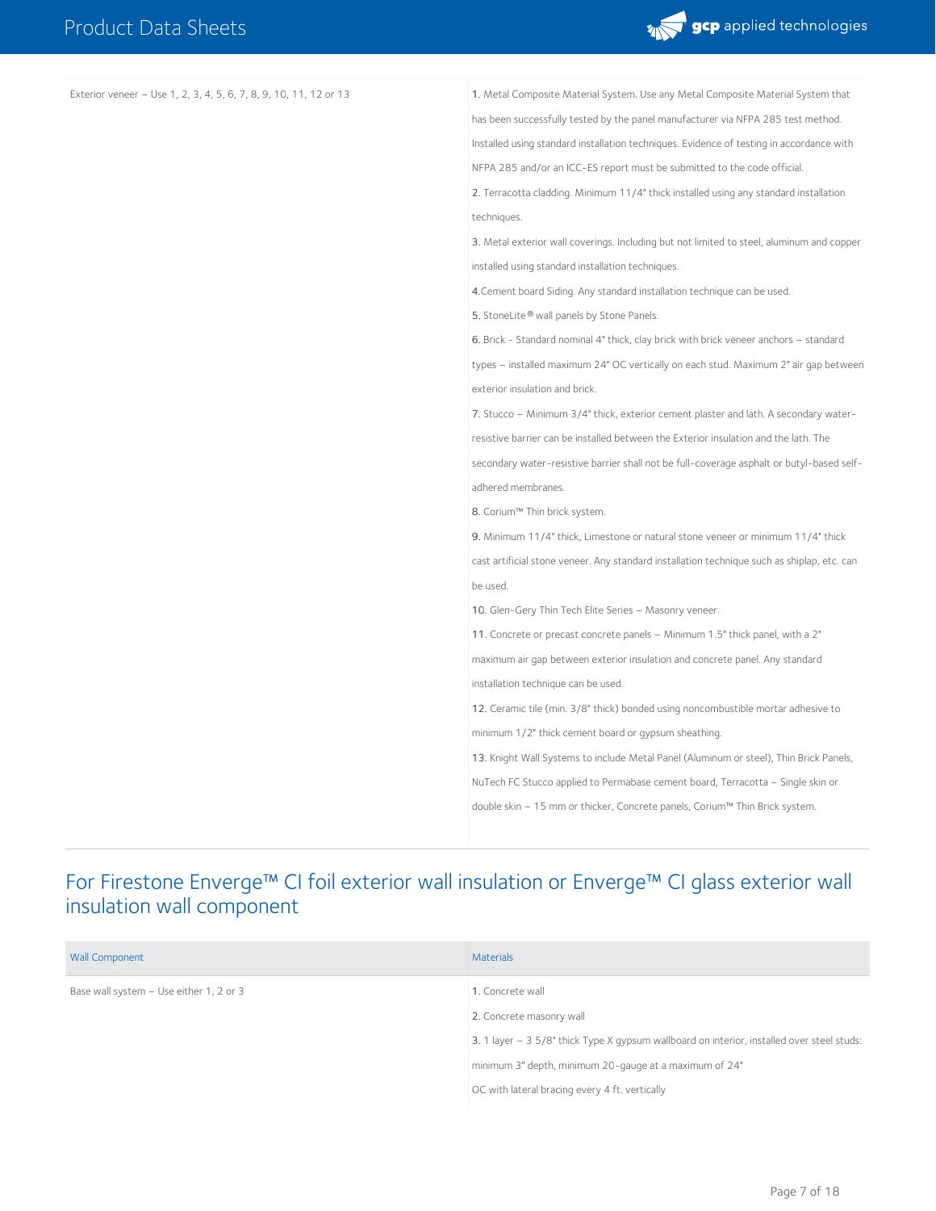| | |
|---|---|
| Exterior veneer – Use 1, 2, 3, 4, 5, 6, 7, 8, 9, 10, 11, 12 or 13 | 1. Metal Composite Material System. Use any Metal Composite Material System that has been successfully tested by the panel manufacturer via NFPA 285 test method. Installed using standard installation techniques. Evidence of testing in accordance with NFPA 285 and/or an ICC-ES report must be submitted to the code official.<br>2. Terracotta cladding. Minimum 11/4" thick installed using any standard installation techniques.<br>3. Metal exterior wall coverings. Including but not limited to steel, aluminum and copper installed using standard installation techniques.<br>4.Cement board Siding. Any standard installation technique can be used.<br>5. StoneLite® wall panels by Stone Panels.<br>6. Brick - Standard nominal 4" thick, clay brick with brick veneer anchors – standard types – installed maximum 24" OC vertically on each stud. Maximum 2" air gap between exterior insulation and brick.<br>7. Stucco – Minimum 3/4" thick, exterior cement plaster and lath. A secondary water-resistive barrier can be installed between the Exterior insulation and the lath. The secondary water-resistive barrier shall not be full-coverage asphalt or butyl-based self-adhered membranes.<br>8. Corium™ Thin brick system.<br>9. Minimum 11/4" thick, Limestone or natural stone veneer or minimum 11/4" thick cast artificial stone veneer. Any standard installation technique such as shiplap, etc. can be used.<br>10. Glen-Gery Thin Tech Elite Series – Masonry veneer.<br>11. Concrete or precast concrete panels – Minimum 1.5" thick panel, with a 2" maximum air gap between exterior insulation and concrete panel. Any standard installation technique can be used.<br>12. Ceramic tile (min. 3/8" thick) bonded using noncombustible mortar adhesive to minimum 1/2" thick cement board or gypsum sheathing.<br>13. Knight Wall Systems to include Metal Panel (Aluminum or steel), Thin Brick Panels, NuTech FC Stucco applied to Permabase cement board, Terracotta – Single skin or double skin – 15 mm or thicker, Concrete panels, Corium™ Thin Brick system. |

## For Firestone Enverge™ CI foil exterior wall insulation or Enverge™ CI glass exterior wall insulation wall component

| Wall Component | Materials |
|---|---|
| Base wall system – Use either 1, 2 or 3 | 1. Concrete wall<br>2. Concrete masonry wall<br>3. 1 layer – 3 5/8" thick Type X gypsum wallboard on interior, installed over steel studs: minimum 3" depth, minimum 20-gauge at a maximum of 24" OC with lateral bracing every 4 ft. vertically |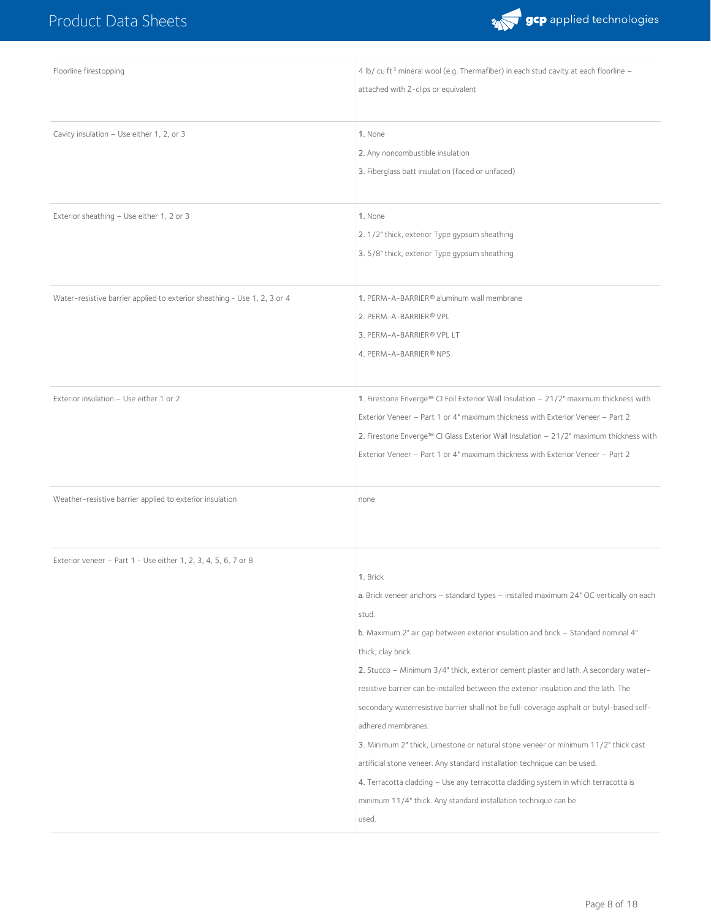| | |
|---|---|
| Floorline firestopping | 4 lb/ cu ft[3] mineral wool (e.g. Thermafiber) in each stud cavity at each floorline – attached with Z-clips or equivalent |
| Cavity insulation – Use either 1, 2, or 3 | 1. None<br>2. Any noncombustible insulation<br>3. Fiberglass batt insulation (faced or unfaced) |
| Exterior sheathing – Use either 1, 2 or 3 | 1. None<br>2. 1/2" thick, exterior Type gypsum sheathing<br>3. 5/8" thick, exterior Type gypsum sheathing |
| Water-resistive barrier applied to exterior sheathing - Use 1, 2, 3 or 4 | 1. PERM-A-BARRIER® aluminum wall membrane<br>2. PERM-A-BARRIER® VPL<br>3. PERM-A-BARRIER® VPL LT<br>4. PERM-A-BARRIER® NPS |
| Exterior insulation – Use either 1 or 2 | 1. Firestone Enverge™ CI Foil Exterior Wall Insulation – 21/2" maximum thickness with Exterior Veneer – Part 1 or 4" maximum thickness with Exterior Veneer – Part 2<br>2. Firestone Enverge™ CI Glass Exterior Wall Insulation – 21/2" maximum thickness with Exterior Veneer – Part 1 or 4" maximum thickness with Exterior Veneer – Part 2 |
| Weather-resistive barrier applied to exterior insulation | none |
| Exterior veneer – Part 1 - Use either 1, 2, 3, 4, 5, 6, 7 or 8 | 1. Brick<br>a. Brick veneer anchors – standard types – installed maximum 24" OC vertically on each stud.<br>b. Maximum 2" air gap between exterior insulation and brick – Standard nominal 4" thick, clay brick.<br>2. Stucco – Minimum 3/4" thick, exterior cement plaster and lath. A secondary water-resistive barrier can be installed between the exterior insulation and the lath. The secondary waterresistive barrier shall not be full-coverage asphalt or butyl-based self-adhered membranes.<br>3. Minimum 2" thick, Limestone or natural stone veneer or minimum 11/2" thick cast artificial stone veneer. Any standard installation technique can be used.<br>4. Terracotta cladding – Use any terracotta cladding system in which terracotta is minimum 11/4" thick. Any standard installation technique can be used. |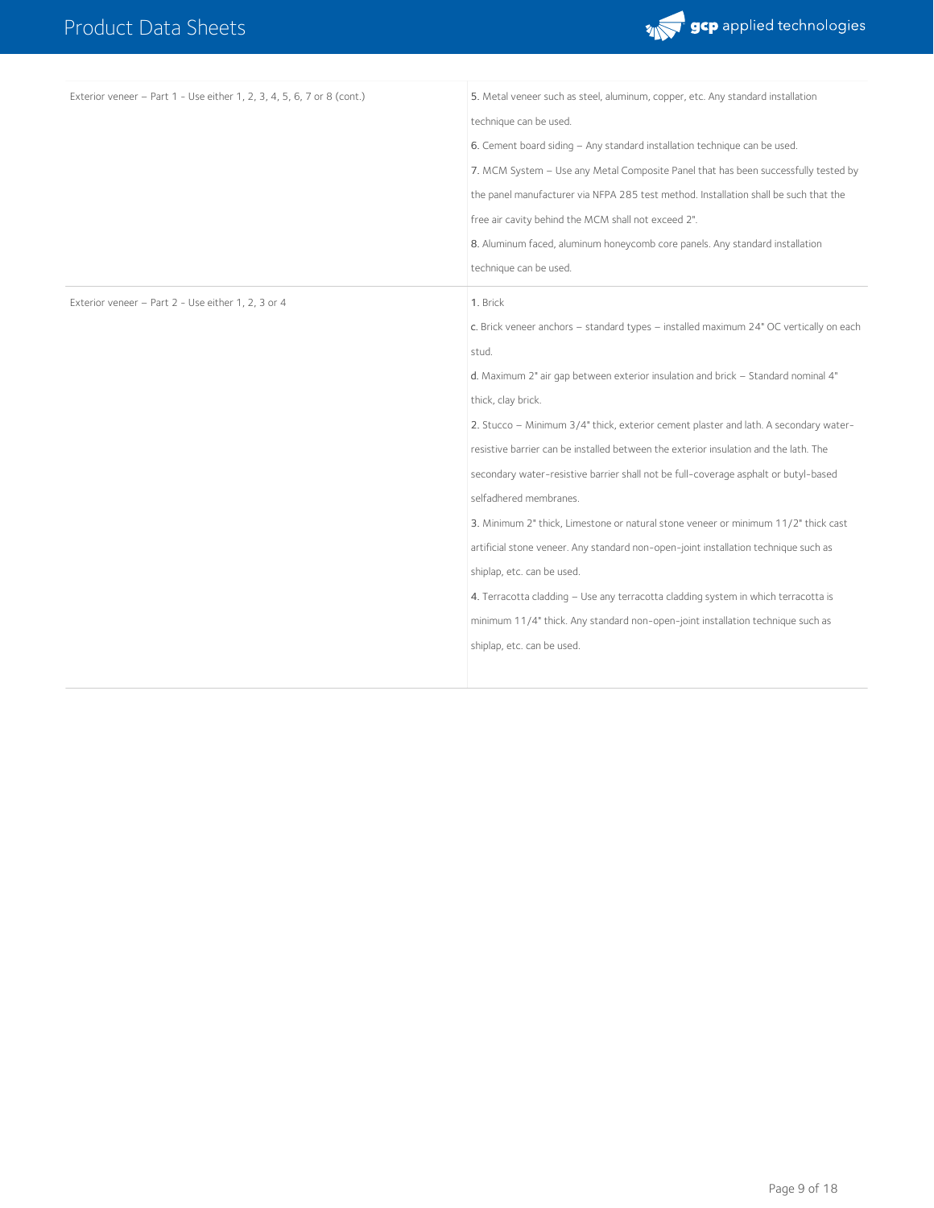| | |
|---|---|
| Exterior veneer – Part 1 - Use either 1, 2, 3, 4, 5, 6, 7 or 8 (cont.) | **5.** Metal veneer such as steel, aluminum, copper, etc. Any standard installation technique can be used.<br>**6.** Cement board siding – Any standard installation technique can be used.<br>**7.** MCM System – Use any Metal Composite Panel that has been successfully tested by the panel manufacturer via NFPA 285 test method. Installation shall be such that the free air cavity behind the MCM shall not exceed 2".<br>**8.** Aluminum faced, aluminum honeycomb core panels. Any standard installation technique can be used. |
| Exterior veneer – Part 2 - Use either 1, 2, 3 or 4 | **1.** Brick<br>**c.** Brick veneer anchors – standard types – installed maximum 24" OC vertically on each stud.<br>**d.** Maximum 2" air gap between exterior insulation and brick – Standard nominal 4" thick, clay brick.<br>**2.** Stucco – Minimum 3/4" thick, exterior cement plaster and lath. A secondary water-resistive barrier can be installed between the exterior insulation and the lath. The secondary water-resistive barrier shall not be full-coverage asphalt or butyl-based selfadhered membranes.<br>**3.** Minimum 2" thick, Limestone or natural stone veneer or minimum 11/2" thick cast artificial stone veneer. Any standard non-open-joint installation technique such as shiplap, etc. can be used.<br>**4.** Terracotta cladding – Use any terracotta cladding system in which terracotta is minimum 11/4" thick. Any standard non-open-joint installation technique such as shiplap, etc. can be used. |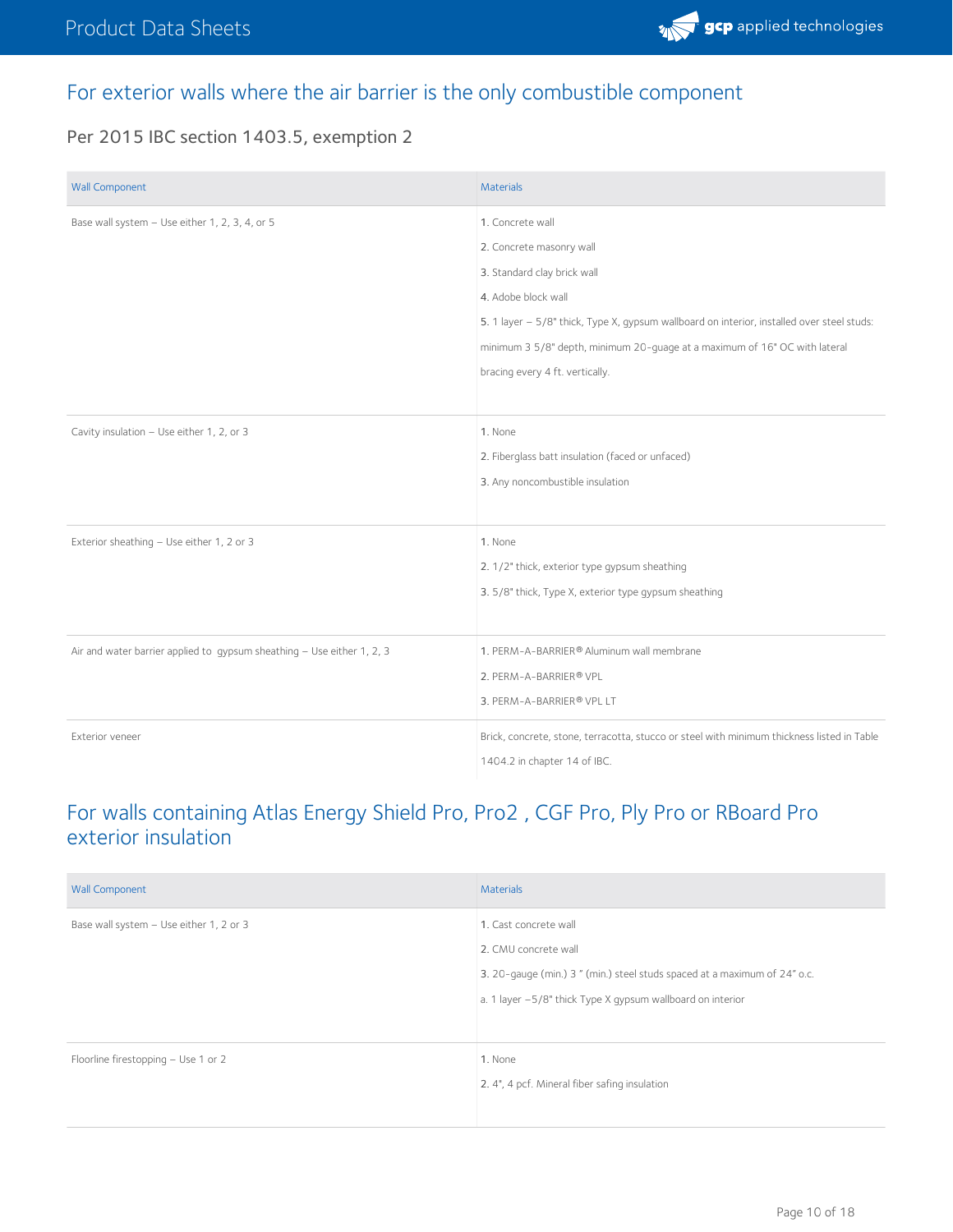## For exterior walls where the air barrier is the only combustible component

### Per 2015 IBC section 1403.5, exemption 2

| Wall Component | Materials |
| --- | --- |
| Base wall system – Use either 1, 2, 3, 4, or 5 | 1. Concrete wall<br>2. Concrete masonry wall<br>3. Standard clay brick wall<br>4. Adobe block wall<br>5. 1 layer – 5/8" thick, Type X, gypsum wallboard on interior, installed over steel studs: minimum 3 5/8" depth, minimum 20-guage at a maximum of 16" OC with lateral bracing every 4 ft. vertically. |
| Cavity insulation – Use either 1, 2, or 3 | 1. None<br>2. Fiberglass batt insulation (faced or unfaced)<br>3. Any noncombustible insulation |
| Exterior sheathing – Use either 1, 2 or 3 | 1. None<br>2. 1/2" thick, exterior type gypsum sheathing<br>3. 5/8" thick, Type X, exterior type gypsum sheathing |
| Air and water barrier applied to gypsum sheathing – Use either 1, 2, 3 | 1. PERM-A-BARRIER® Aluminum wall membrane<br>2. PERM-A-BARRIER® VPL<br>3. PERM-A-BARRIER® VPL LT |
| Exterior veneer | Brick, concrete, stone, terracotta, stucco or steel with minimum thickness listed in Table 1404.2 in chapter 14 of IBC. |

## For walls containing Atlas Energy Shield Pro, Pro2 , CGF Pro, Ply Pro or RBoard Pro exterior insulation

| Wall Component | Materials |
| --- | --- |
| Base wall system – Use either 1, 2 or 3 | 1. Cast concrete wall<br>2. CMU concrete wall<br>3. 20-gauge (min.) 3 " (min.) steel studs spaced at a maximum of 24" o.c.<br>a. 1 layer –5/8" thick Type X gypsum wallboard on interior |
| Floorline firestopping – Use 1 or 2 | 1. None<br>2. 4", 4 pcf. Mineral fiber safing insulation |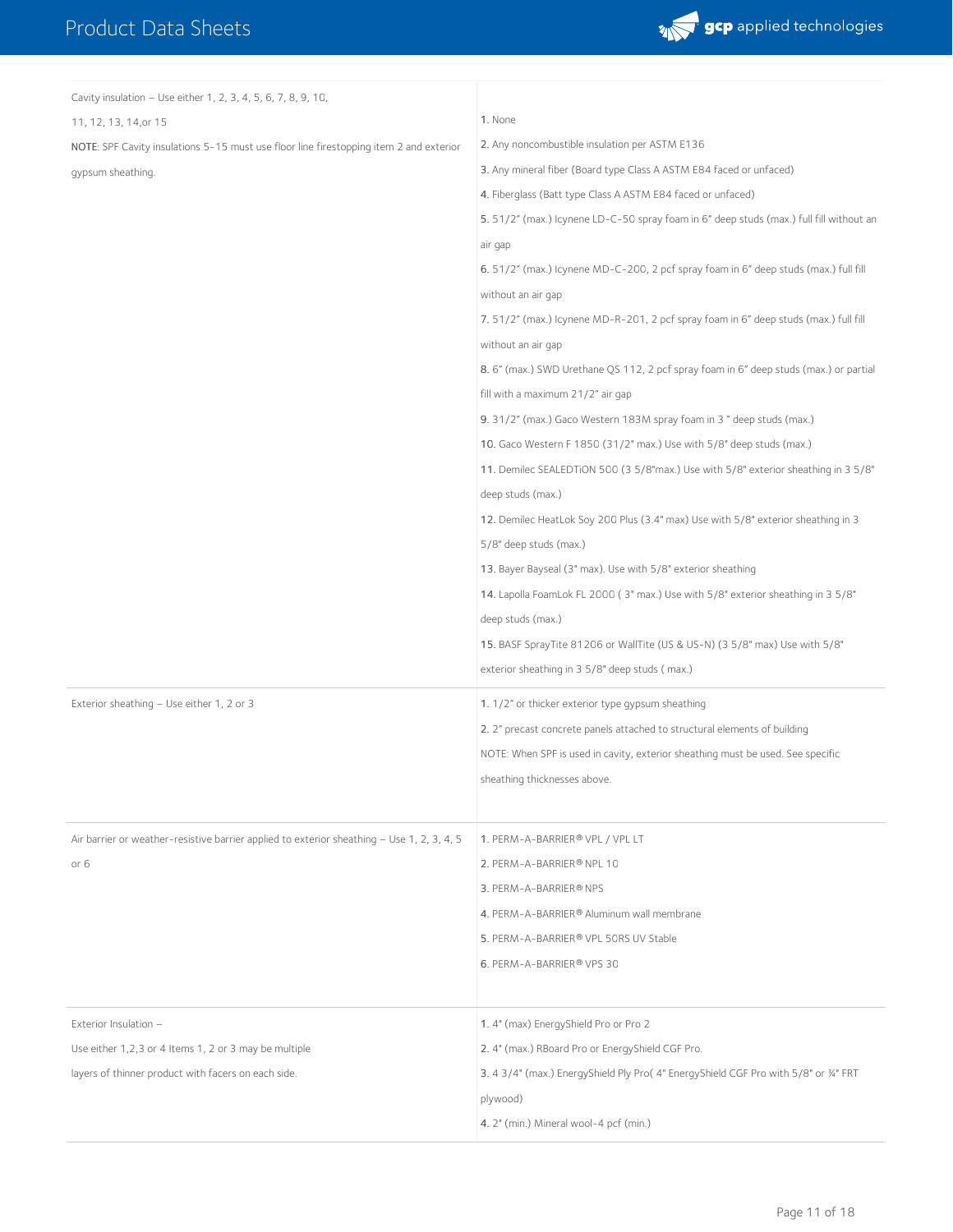| | |
|---|---|
| Cavity insulation – Use either 1, 2, 3, 4, 5, 6, 7, 8, 9, 10, 11, 12, 13, 14,or 15<br>NOTE: SPF Cavity insulations 5-15 must use floor line firestopping item 2 and exterior gypsum sheathing. | 1. None<br>2. Any noncombustible insulation per ASTM E136<br>3. Any mineral fiber (Board type Class A ASTM E84 faced or unfaced)<br>4. Fiberglass (Batt type Class A ASTM E84 faced or unfaced)<br>5. 51/2" (max.) Icynene LD-C-50 spray foam in 6" deep studs (max.) full fill without an air gap<br>6. 51/2" (max.) Icynene MD-C-200, 2 pcf spray foam in 6" deep studs (max.) full fill without an air gap<br>7. 51/2" (max.) Icynene MD-R-201, 2 pcf spray foam in 6" deep studs (max.) full fill without an air gap<br>8. 6" (max.) SWD Urethane QS 112, 2 pcf spray foam in 6" deep studs (max.) or partial fill with a maximum 21/2" air gap<br>9. 31/2" (max.) Gaco Western 183M spray foam in 3 " deep studs (max.)<br>10. Gaco Western F 1850 (31/2" max.) Use with 5/8" deep studs (max.)<br>11. Demilec SEALEDTiON 500 (3 5/8"max.) Use with 5/8" exterior sheathing in 3 5/8" deep studs (max.)<br>12. Demilec HeatLok Soy 200 Plus (3.4" max) Use with 5/8" exterior sheathing in 3 5/8" deep studs (max.)<br>13. Bayer Bayseal (3" max). Use with 5/8" exterior sheathing<br>14. Lapolla FoamLok FL 2000 ( 3" max.) Use with 5/8" exterior sheathing in 3 5/8" deep studs (max.)<br>15. BASF SprayTite 81206 or WallTite (US & US-N) (3 5/8" max) Use with 5/8" exterior sheathing in 3 5/8" deep studs ( max.) |
| Exterior sheathing – Use either 1, 2 or 3 | 1. 1/2" or thicker exterior type gypsum sheathing<br>2. 2" precast concrete panels attached to structural elements of building<br>NOTE: When SPF is used in cavity, exterior sheathing must be used. See specific sheathing thicknesses above. |
| Air barrier or weather-resistive barrier applied to exterior sheathing – Use 1, 2, 3, 4, 5 or 6 | 1. PERM-A-BARRIER® VPL / VPL LT<br>2. PERM-A-BARRIER® NPL 10<br>3. PERM-A-BARRIER® NPS<br>4. PERM-A-BARRIER® Aluminum wall membrane<br>5. PERM-A-BARRIER® VPL 50RS UV Stable<br>6. PERM-A-BARRIER® VPS 30 |
| Exterior Insulation –<br>Use either 1,2,3 or 4 Items 1, 2 or 3 may be multiple layers of thinner product with facers on each side. | 1. 4" (max) EnergyShield Pro or Pro 2<br>2. 4" (max.) RBoard Pro or EnergyShield CGF Pro.<br>3. 4 3/4" (max.) EnergyShield Ply Pro( 4" EnergyShield CGF Pro with 5/8" or ¾" FRT plywood)<br>4. 2" (min.) Mineral wool-4 pcf (min.) |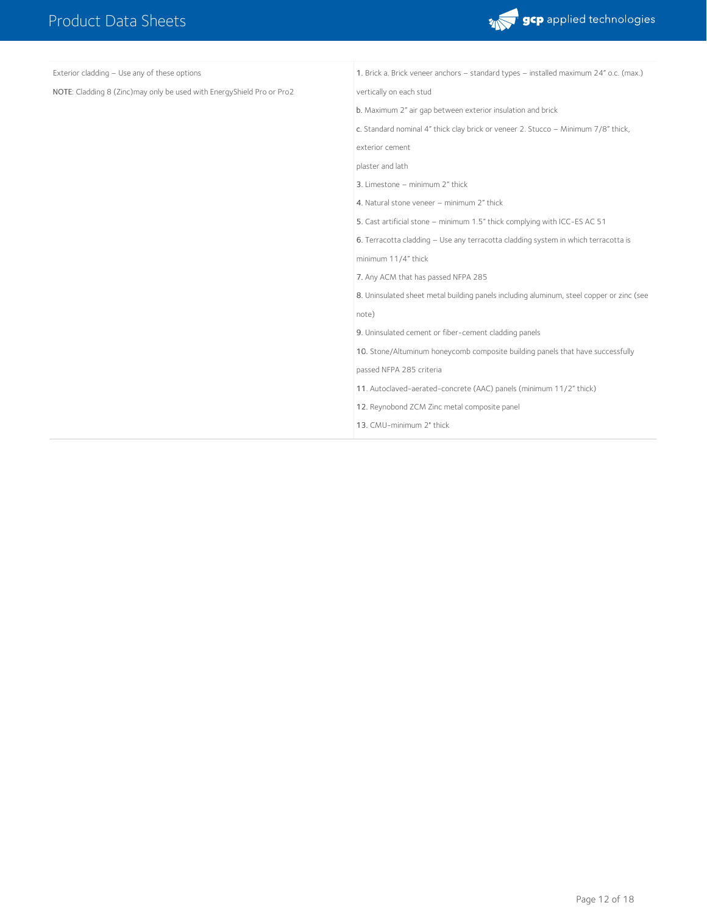| | |
|---|---|
| Exterior cladding – Use any of these options<br><br>NOTE: Cladding 8 (Zinc)may only be used with EnergyShield Pro or Pro2 | 1. Brick a. Brick veneer anchors – standard types – installed maximum 24" o.c. (max.) vertically on each stud<br><br>b. Maximum 2" air gap between exterior insulation and brick<br><br>c. Standard nominal 4" thick clay brick or veneer 2. Stucco – Minimum 7/8" thick, exterior cement plaster and lath<br><br>3. Limestone – minimum 2" thick<br><br>4. Natural stone veneer – minimum 2" thick<br><br>5. Cast artificial stone – minimum 1.5" thick complying with ICC-ES AC 51<br><br>6. Terracotta cladding – Use any terracotta cladding system in which terracotta is minimum 11/4" thick<br><br>7. Any ACM that has passed NFPA 285<br><br>8. Uninsulated sheet metal building panels including aluminum, steel copper or zinc (see note)<br><br>9. Uninsulated cement or fiber-cement cladding panels<br><br>10. Stone/Altuminum honeycomb composite building panels that have successfully passed NFPA 285 criteria<br><br>11. Autoclaved-aerated-concrete (AAC) panels (minimum 11/2" thick)<br><br>12. Reynobond ZCM Zinc metal composite panel<br><br>13. CMU-minimum 2" thick |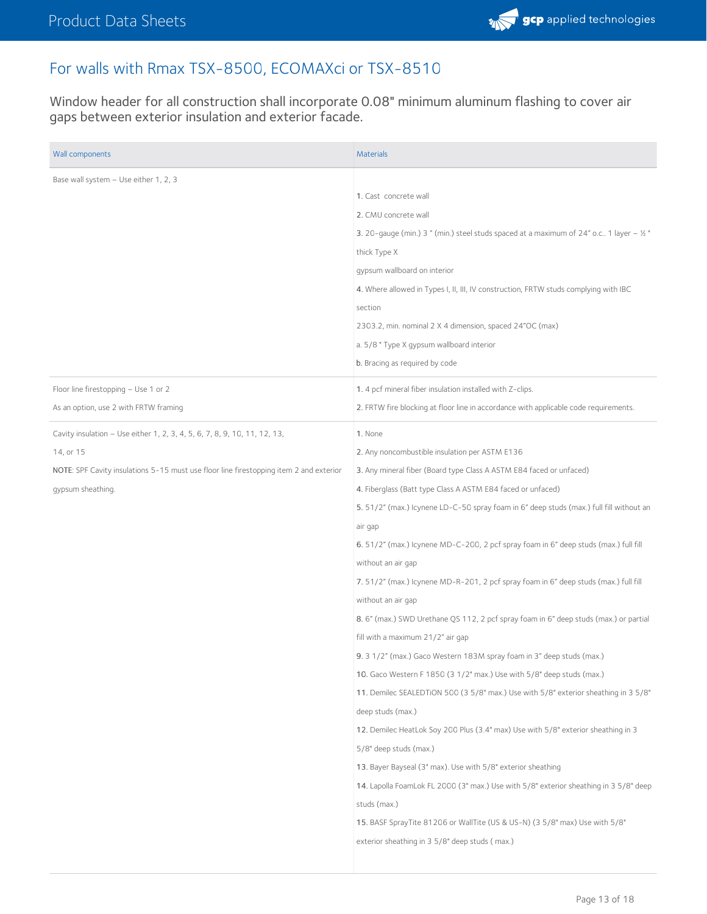## For walls with Rmax TSX-8500, ECOMAXci or TSX-8510

Window header for all construction shall incorporate 0.08" minimum aluminum flashing to cover air gaps between exterior insulation and exterior facade.

| Wall components | Materials |
| --- | --- |
| Base wall system – Use either 1, 2, 3 | 1. Cast concrete wall<br>2. CMU concrete wall<br>3. 20-gauge (min.) 3 " (min.) steel studs spaced at a maximum of 24" o.c.. 1 layer – ½ " thick Type X gypsum wallboard on interior<br>4. Where allowed in Types I, II, III, IV construction, FRTW studs complying with IBC section 2303.2, min. nominal 2 X 4 dimension, spaced 24"OC (max)<br>a. 5/8 " Type X gypsum wallboard interior<br>b. Bracing as required by code |
| Floor line firestopping – Use 1 or 2<br>As an option, use 2 with FRTW framing | 1. 4 pcf mineral fiber insulation installed with Z-clips.<br>2. FRTW fire blocking at floor line in accordance with applicable code requirements. |
| Cavity insulation – Use either 1, 2, 3, 4, 5, 6, 7, 8, 9, 10, 11, 12, 13, 14, or 15<br>NOTE: SPF Cavity insulations 5-15 must use floor line firestopping item 2 and exterior gypsum sheathing. | 1. None<br>2. Any noncombustible insulation per ASTM E136<br>3. Any mineral fiber (Board type Class A ASTM E84 faced or unfaced)<br>4. Fiberglass (Batt type Class A ASTM E84 faced or unfaced)<br>5. 51/2" (max.) Icynene LD-C-50 spray foam in 6" deep studs (max.) full fill without an air gap<br>6. 51/2" (max.) Icynene MD-C-200, 2 pcf spray foam in 6" deep studs (max.) full fill without an air gap<br>7. 51/2" (max.) Icynene MD-R-201, 2 pcf spray foam in 6" deep studs (max.) full fill without an air gap<br>8. 6" (max.) SWD Urethane QS 112, 2 pcf spray foam in 6" deep studs (max.) or partial fill with a maximum 21/2" air gap<br>9. 3 1/2" (max.) Gaco Western 183M spray foam in 3" deep studs (max.)<br>10. Gaco Western F 1850 (3 1/2" max.) Use with 5/8" deep studs (max.)<br>11. Demilec SEALEDTiON 500 (3 5/8" max.) Use with 5/8" exterior sheathing in 3 5/8" deep studs (max.)<br>12. Demilec HeatLok Soy 200 Plus (3.4" max) Use with 5/8" exterior sheathing in 3 5/8" deep studs (max.)<br>13. Bayer Bayseal (3" max). Use with 5/8" exterior sheathing<br>14. Lapolla FoamLok FL 2000 (3" max.) Use with 5/8" exterior sheathing in 3 5/8" deep studs (max.)<br>15. BASF SprayTite 81206 or WallTite (US & US-N) (3 5/8" max) Use with 5/8" exterior sheathing in 3 5/8" deep studs ( max.) |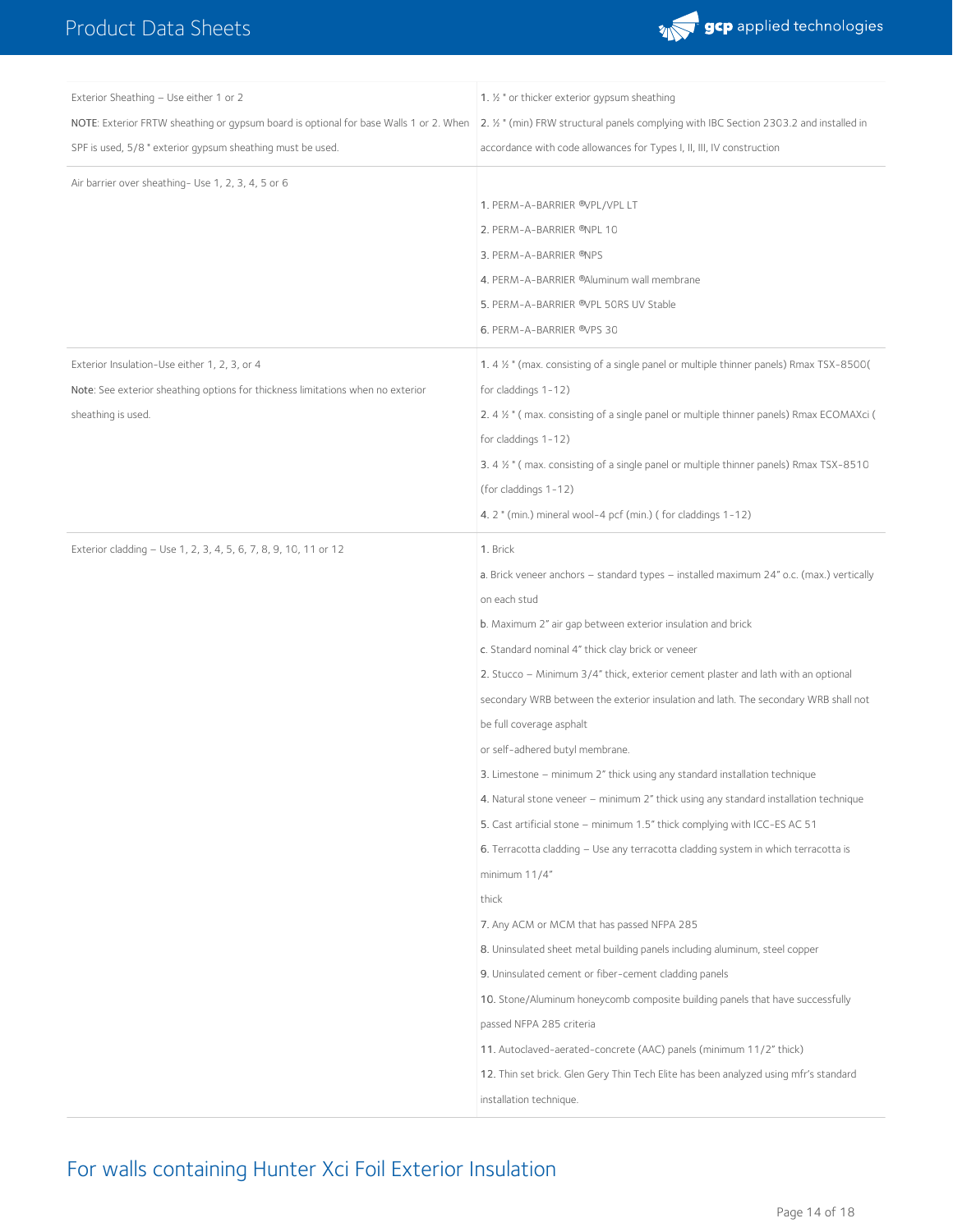| | |
|---|---|
| Exterior Sheathing – Use either 1 or 2<br>NOTE: Exterior FRTW sheathing or gypsum board is optional for base Walls 1 or 2. When SPF is used, 5/8 " exterior gypsum sheathing must be used. | 1. ½ " or thicker exterior gypsum sheathing<br>2. ½ " (min) FRW structural panels complying with IBC Section 2303.2 and installed in accordance with code allowances for Types I, II, III, IV construction |
| Air barrier over sheathing- Use 1, 2, 3, 4, 5 or 6 | 1. PERM-A-BARRIER ®VPL/VPL LT<br>2. PERM-A-BARRIER ®NPL 10<br>3. PERM-A-BARRIER ®NPS<br>4. PERM-A-BARRIER ®Aluminum wall membrane<br>5. PERM-A-BARRIER ®VPL 50RS UV Stable<br>6. PERM-A-BARRIER ®VPS 30 |
| Exterior Insulation-Use either 1, 2, 3, or 4<br>Note: See exterior sheathing options for thickness limitations when no exterior sheathing is used. | 1. 4 ½ " (max. consisting of a single panel or multiple thinner panels) Rmax TSX-8500( for claddings 1-12)<br>2. 4 ½ " ( max. consisting of a single panel or multiple thinner panels) Rmax ECOMAXci ( for claddings 1-12)<br>3. 4 ½ " ( max. consisting of a single panel or multiple thinner panels) Rmax TSX-8510 (for claddings 1-12)<br>4. 2 " (min.) mineral wool-4 pcf (min.) ( for claddings 1-12) |
| Exterior cladding – Use 1, 2, 3, 4, 5, 6, 7, 8, 9, 10, 11 or 12 | 1. Brick<br>a. Brick veneer anchors – standard types – installed maximum 24" o.c. (max.) vertically on each stud<br>b. Maximum 2" air gap between exterior insulation and brick<br>c. Standard nominal 4" thick clay brick or veneer<br>2. Stucco – Minimum 3/4" thick, exterior cement plaster and lath with an optional secondary WRB between the exterior insulation and lath. The secondary WRB shall not be full coverage asphalt or self-adhered butyl membrane.<br>3. Limestone – minimum 2" thick using any standard installation technique<br>4. Natural stone veneer – minimum 2" thick using any standard installation technique<br>5. Cast artificial stone – minimum 1.5" thick complying with ICC-ES AC 51<br>6. Terracotta cladding – Use any terracotta cladding system in which terracotta is minimum 11/4" thick<br>7. Any ACM or MCM that has passed NFPA 285<br>8. Uninsulated sheet metal building panels including aluminum, steel copper<br>9. Uninsulated cement or fiber-cement cladding panels<br>10. Stone/Aluminum honeycomb composite building panels that have successfully passed NFPA 285 criteria<br>11. Autoclaved-aerated-concrete (AAC) panels (minimum 11/2" thick)<br>12. Thin set brick. Glen Gery Thin Tech Elite has been analyzed using mfr's standard installation technique. |

## For walls containing Hunter Xci Foil Exterior Insulation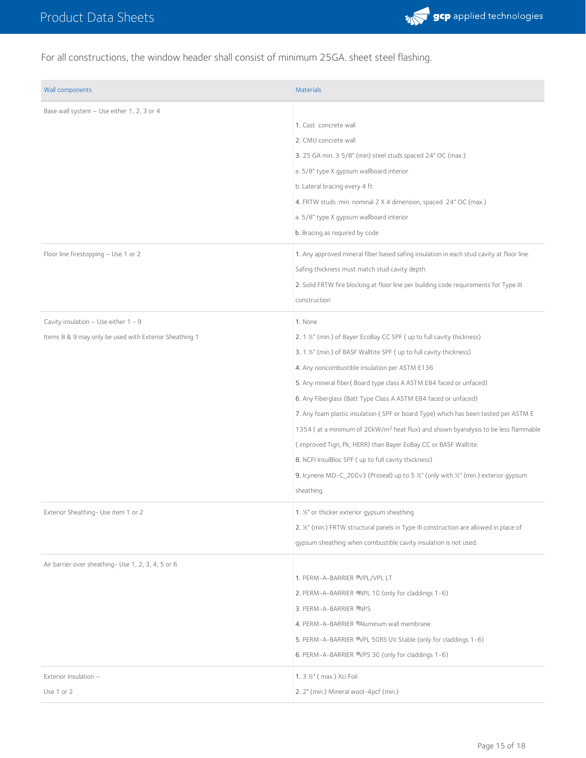For all constructions, the window header shall consist of minimum 25GA. sheet steel flashing.

| Wall components | Materials |
| --- | --- |
| Base wall system – Use either 1, 2, 3 or 4 | 1. Cast concrete wall<br>2. CMU concrete wall<br>3. 25 GA min. 3 5/8" (min) steel studs spaced 24" OC (max.)<br>a. 5/8" type X gypsum wallboard interior<br>b. Lateral bracing every 4 ft.<br>4. FRTW studs :min. nominal 2 X 4 dimension, spaced 24" OC (max.)<br>a. 5/8" type X gypsum wallboard interior<br>b. Bracing as required by code |
| Floor line firestopping – Use 1 or 2 | 1. Any approved mineral fiber based safing insulation in each stud cavity at floor line. Safing thickness must match stud cavity depth.<br>2. Solid FRTW fire blocking at floor line per building code requirements for Type III construction |
| Cavity insulation – Use either 1 - 9<br>Items 8 & 9 may only be used with Exterior Sheathing 1 | 1. None<br>2. 1 ½" (min.) of Bayer EcoBay CC SPF ( up to full cavity thickness)<br>3. 1 ½" (min.) of BASF Walltite SPF ( up to full cavity thickness)<br>4. Any noncombustible insulation per ASTM E136<br>5. Any mineral fiber( Board type class A ASTM E84 faced or unfaced)<br>6. Any Fiberglass (Batt Type Class A ASTM E84 faced or unfaced)<br>7. Any foam plastic insulation ( SPF or board Type) which has been tested per ASTM E 1354 ( at a minimum of 20kW/m² heat flux) and shown byanalysis to be less flammable ( improved Tign, Pk, HERR) than Bayer EoBay CC or BASF Walltite.<br>8. NCFI InsulBloc SPF ( up to full cavity thickness)<br>9. Icynene MD-C_200v3 (Proseal) up to 5 ½" (only with ½" (min.) exterior gypsum sheathing. |
| Exterior Sheathing- Use item 1 or 2 | 1. ½" or thicker exterior gypsum sheathing<br>2. ½" (min.) FRTW structural panels in Type III construction are allowed in place of gypsum sheathing when combustible cavity insulation is not used. |
| Air barrier over sheathing- Use 1, 2, 3, 4, 5 or 6 | 1. PERM-A-BARRIER ®VPL/VPL LT<br>2. PERM-A-BARRIER ®NPL 10 (only for claddings 1-6)<br>3. PERM-A-BARRIER ®NPS<br>4. PERM-A-BARRIER ®Aluminum wall membrane<br>5. PERM-A-BARRIER ®VPL 50RS UV Stable (only for claddings 1-6)<br>6. PERM-A-BARRIER ®VPS 30 (only for claddings 1-6) |
| Exterior Insulation –<br>Use 1 or 2 | 1. 3 ½" ( max.) Xci Foil<br>2. 2" (min.) Mineral wool-4pcf (min.) |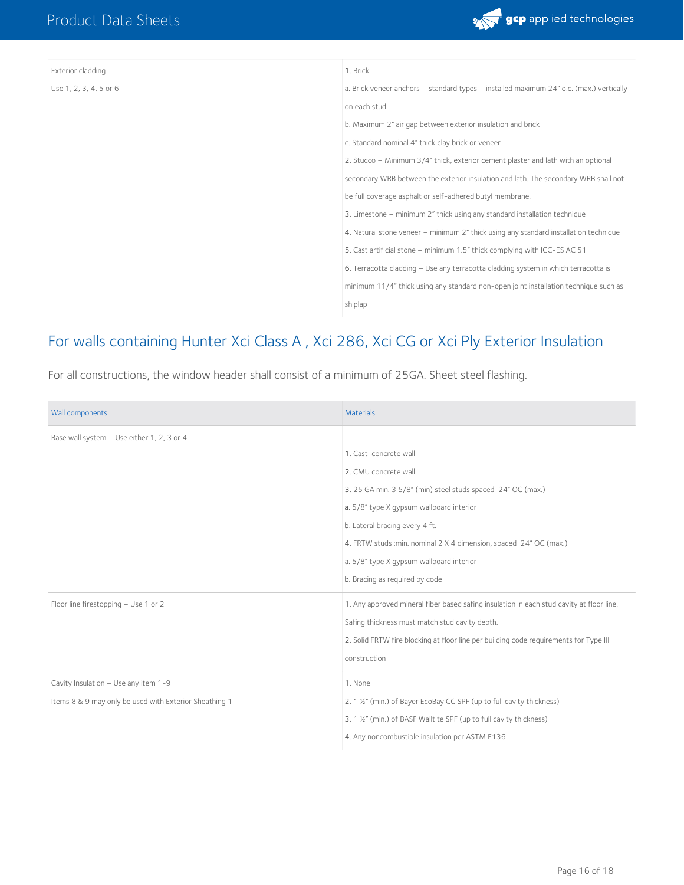| | |
|---|---|
| Exterior cladding – <br>Use 1, 2, 3, 4, 5 or 6 | 1. Brick<br>a. Brick veneer anchors – standard types – installed maximum 24" o.c. (max.) vertically on each stud<br>b. Maximum 2" air gap between exterior insulation and brick<br>c. Standard nominal 4" thick clay brick or veneer<br>2. Stucco – Minimum 3/4" thick, exterior cement plaster and lath with an optional secondary WRB between the exterior insulation and lath. The secondary WRB shall not be full coverage asphalt or self-adhered butyl membrane.<br>3. Limestone – minimum 2" thick using any standard installation technique<br>4. Natural stone veneer – minimum 2" thick using any standard installation technique<br>5. Cast artificial stone – minimum 1.5" thick complying with ICC-ES AC 51<br>6. Terracotta cladding – Use any terracotta cladding system in which terracotta is minimum 1 1/4" thick using any standard non-open joint installation technique such as shiplap |

## For walls containing Hunter Xci Class A , Xci 286, Xci CG or Xci Ply Exterior Insulation

For all constructions, the window header shall consist of a minimum of 25GA. Sheet steel flashing.

| Wall components | Materials |
|---|---|
| Base wall system – Use either 1, 2, 3 or 4 | 1. Cast concrete wall<br>2. CMU concrete wall<br>3. 25 GA min. 3 5/8" (min) steel studs spaced 24" OC (max.)<br>a. 5/8" type X gypsum wallboard interior<br>b. Lateral bracing every 4 ft.<br>4. FRTW studs :min. nominal 2 X 4 dimension, spaced 24" OC (max.)<br>a. 5/8" type X gypsum wallboard interior<br>b. Bracing as required by code |
| Floor line firestopping – Use 1 or 2 | 1. Any approved mineral fiber based safing insulation in each stud cavity at floor line. Safing thickness must match stud cavity depth.<br>2. Solid FRTW fire blocking at floor line per building code requirements for Type III construction |
| Cavity Insulation – Use any item 1-9<br>Items 8 & 9 may only be used with Exterior Sheathing 1 | 1. None<br>2. 1 ½" (min.) of Bayer EcoBay CC SPF (up to full cavity thickness)<br>3. 1 ½" (min.) of BASF Walltite SPF (up to full cavity thickness)<br>4. Any noncombustible insulation per ASTM E136 |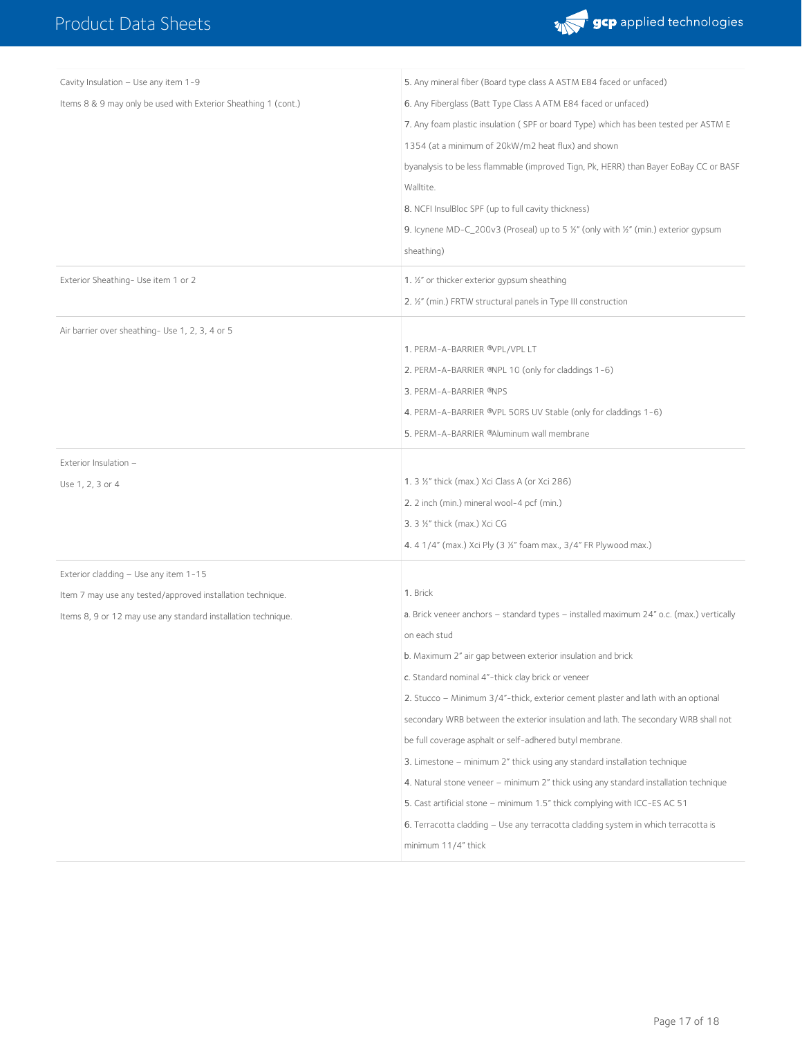| | |
|---|---|
| Cavity Insulation – Use any item 1-9<br>Items 8 & 9 may only be used with Exterior Sheathing 1 (cont.) | 5. Any mineral fiber (Board type class A ASTM E84 faced or unfaced)<br>6. Any Fiberglass (Batt Type Class A ATM E84 faced or unfaced)<br>7. Any foam plastic insulation ( SPF or board Type) which has been tested per ASTM E 1354 (at a minimum of 20kW/m2 heat flux) and shown byanalysis to be less flammable (improved Tign, Pk, HERR) than Bayer EoBay CC or BASF Walltite.<br>8. NCFI InsulBloc SPF (up to full cavity thickness)<br>9. Icynene MD-C_200v3 (Proseal) up to 5 ½" (only with ½" (min.) exterior gypsum sheathing) |
| Exterior Sheathing- Use item 1 or 2 | 1. ½" or thicker exterior gypsum sheathing<br>2. ½" (min.) FRTW structural panels in Type III construction |
| Air barrier over sheathing- Use 1, 2, 3, 4 or 5 | 1. PERM-A-BARRIER ®VPL/VPL LT<br>2. PERM-A-BARRIER ®NPL 10 (only for claddings 1-6)<br>3. PERM-A-BARRIER ®NPS<br>4. PERM-A-BARRIER ®VPL 50RS UV Stable (only for claddings 1-6)<br>5. PERM-A-BARRIER ®Aluminum wall membrane |
| Exterior Insulation –<br>Use 1, 2, 3 or 4 | 1. 3 ½" thick (max.) Xci Class A (or Xci 286)<br>2. 2 inch (min.) mineral wool-4 pcf (min.)<br>3. 3 ½" thick (max.) Xci CG<br>4. 4 1/4" (max.) Xci Ply (3 ½" foam max., 3/4" FR Plywood max.) |
| Exterior cladding – Use any item 1-15<br>Item 7 may use any tested/approved installation technique.<br>Items 8, 9 or 12 may use any standard installation technique. | 1. Brick<br>a. Brick veneer anchors – standard types – installed maximum 24" o.c. (max.) vertically on each stud<br>b. Maximum 2" air gap between exterior insulation and brick<br>c. Standard nominal 4"-thick clay brick or veneer<br>2. Stucco – Minimum 3/4"-thick, exterior cement plaster and lath with an optional secondary WRB between the exterior insulation and lath. The secondary WRB shall not be full coverage asphalt or self-adhered butyl membrane.<br>3. Limestone – minimum 2" thick using any standard installation technique<br>4. Natural stone veneer – minimum 2" thick using any standard installation technique<br>5. Cast artificial stone – minimum 1.5" thick complying with ICC-ES AC 51<br>6. Terracotta cladding – Use any terracotta cladding system in which terracotta is minimum 11/4" thick |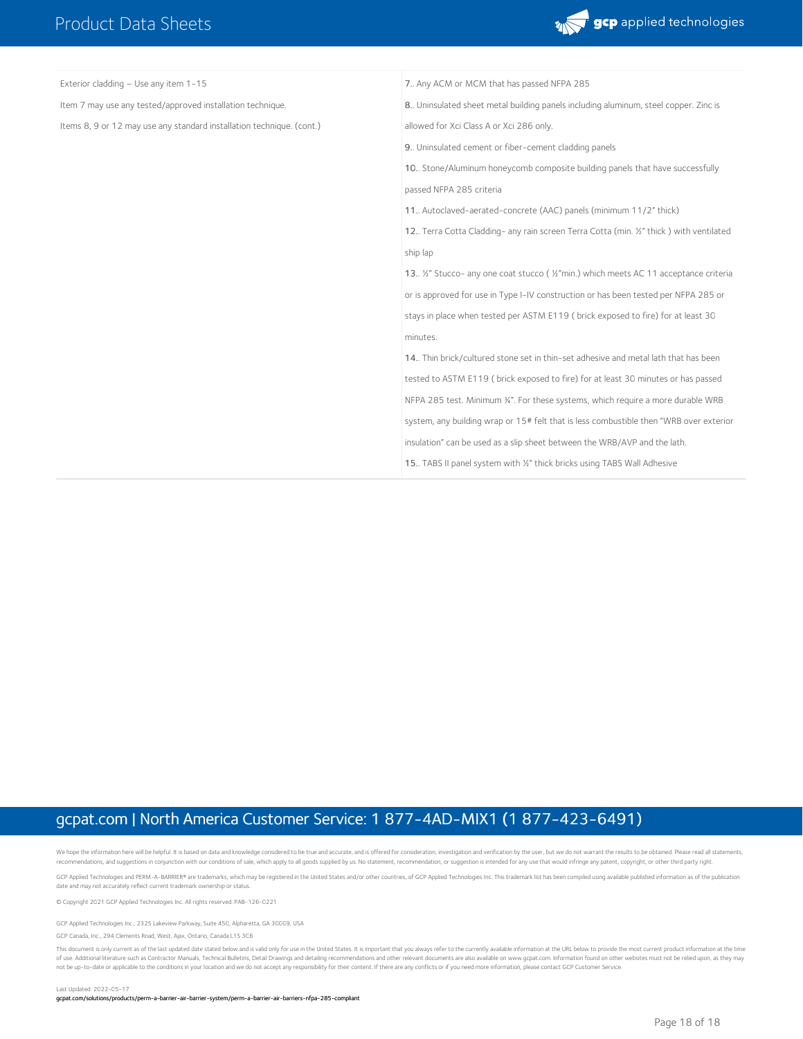| | |
|---|---|
| Exterior cladding – Use any item 1-15<br><br>Item 7 may use any tested/approved installation technique.<br><br>Items 8, 9 or 12 may use any standard installation technique. (cont.) | 7.. Any ACM or MCM that has passed NFPA 285<br><br>8.. Uninsulated sheet metal building panels including aluminum, steel copper. Zinc is allowed for Xci Class A or Xci 286 only.<br><br>9.. Uninsulated cement or fiber-cement cladding panels<br><br>10.. Stone/Aluminum honeycomb composite building panels that have successfully passed NFPA 285 criteria<br><br>11.. Autoclaved-aerated-concrete (AAC) panels (minimum 11/2" thick)<br><br>12.. Terra Cotta Cladding- any rain screen Terra Cotta (min. ½" thick ) with ventilated ship lap<br><br>13.. ½" Stucco- any one coat stucco ( ½"min.) which meets AC 11 acceptance criteria or is approved for use in Type I-IV construction or has been tested per NFPA 285 or stays in place when tested per ASTM E119 ( brick exposed to fire) for at least 30 minutes.<br><br>14.. Thin brick/cultured stone set in thin-set adhesive and metal lath that has been tested to ASTM E119 ( brick exposed to fire) for at least 30 minutes or has passed NFPA 285 test. Minimum ¾". For these systems, which require a more durable WRB system, any building wrap or 15# felt that is less combustible then "WRB over exterior insulation" can be used as a slip sheet between the WRB/AVP and the lath.<br><br>15.. TABS II panel system with ½" thick bricks using TABS Wall Adhesive |

## gcpat.com | North America Customer Service: 1 877-4AD-MIX1 (1 877-423-6491)

We hope the information here will be helpful. It is based on data and knowledge considered to be true and accurate, and is offered for consideration, investigation and verification by the user, but we do not warrant the results to be obtained. Please read all statements, recommendations, and suggestions in conjunction with our conditions of sale, which apply to all goods supplied by us. No statement, recommendation, or suggestion is intended for any use that would infringe any patent, copyright, or other third party right.

GCP Applied Technologies and PERM-A-BARRIER® are trademarks, which may be registered in the United States and/or other countries, of GCP Applied Technologies Inc. This trademark list has been compiled using available published information as of the publication date and may not accurately reflect current trademark ownership or status.

© Copyright 2021 GCP Applied Technologies Inc. All rights reserved. PAB-126-0221

GCP Applied Technologies Inc., 2325 Lakeview Parkway, Suite 450, Alpharetta, GA 30009, USA

GCP Canada, Inc., 294 Clements Road, West, Ajax, Ontario, Canada L1S 3C6

This document is only current as of the last updated date stated below and is valid only for use in the United States. It is important that you always refer to the currently available information at the URL below to provide the most current product information at the time of use. Additional literature such as Contractor Manuals, Technical Bulletins, Detail Drawings and detailing recommendations and other relevant documents are also available on www.gcpat.com. Information found on other websites must not be relied upon, as they may not be up-to-date or applicable to the conditions in your location and we do not accept any responsibility for their content. If there are any conflicts or if you need more information, please contact GCP Customer Service.

Last Updated: 2022-05-17

gcpat.com/solutions/products/perm-a-barrier-air-barrier-system/perm-a-barrier-air-barriers-nfpa-285-compliant